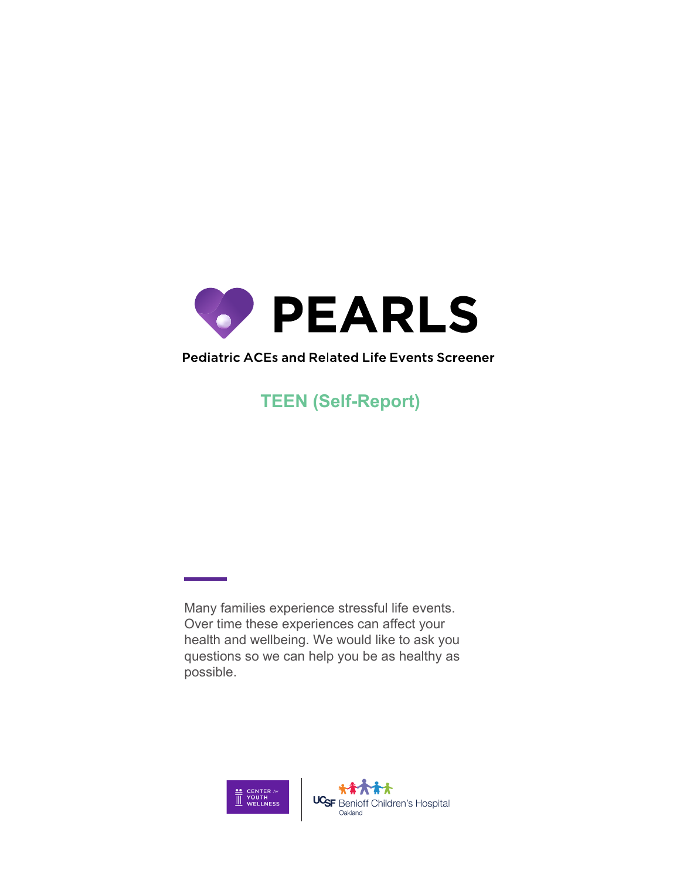# PEARLS

Pediatric ACEs and Related Life Events Screener

## TEEN (Self-Report)

Many families experience stressful life events. Over time these experiences can affect your health and wellbeing. We would like to ask you questions so we can help you be as healthy as possible.

CENTER for YOUTH WELLNESS

UCSF Benioff Children's Hospital Oakland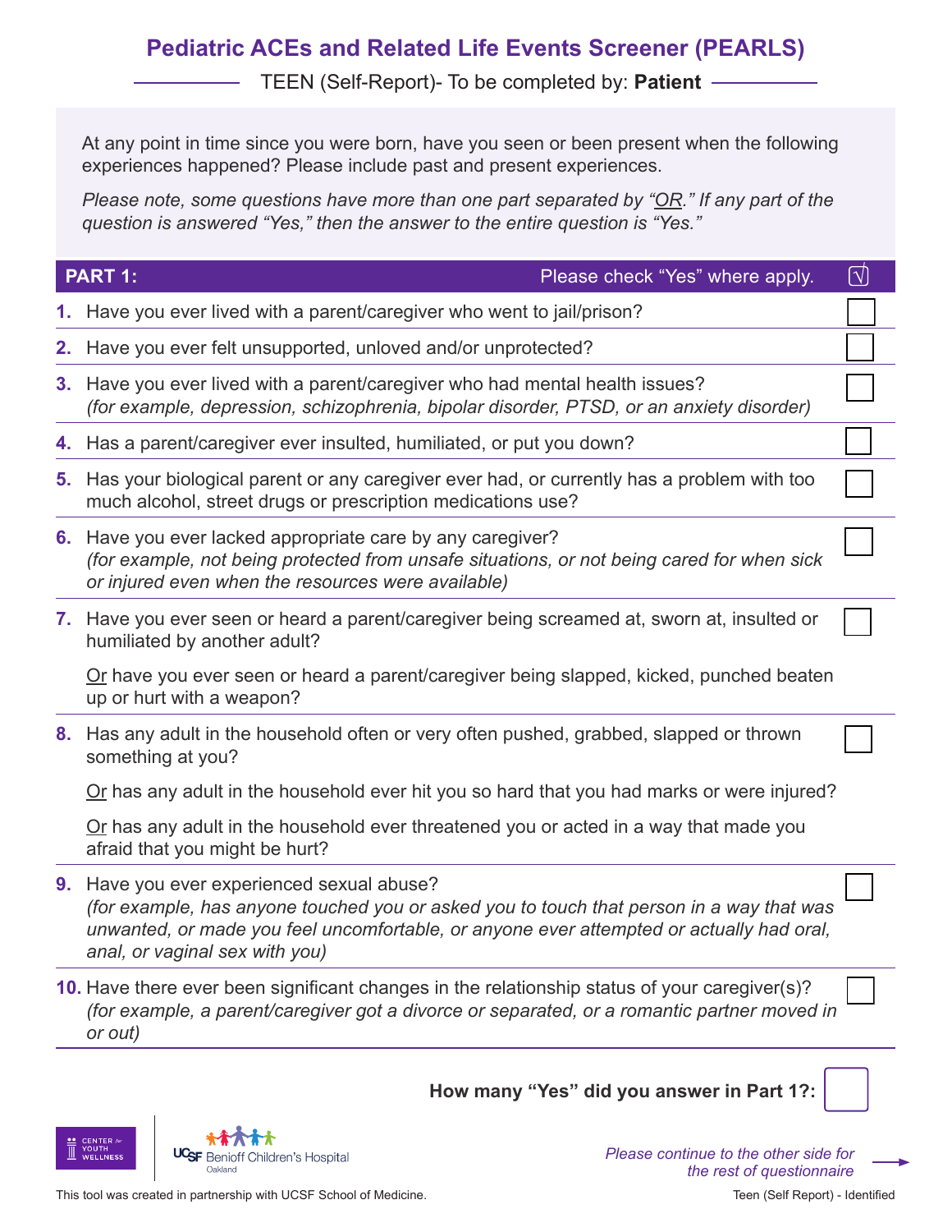# Pediatric ACEs and Related Life Events Screener (PEARLS)

TEEN (Self-Report)- To be completed by: **Patient**

At any point in time since you were born, have you seen or been present when the following experiences happened? Please include past and present experiences.

*Please note, some questions have more than one part separated by "OR." If any part of the question is answered "Yes," then the answer to the entire question is "Yes."*

| **PART 1:** Please check "Yes" where apply. | √ |
|---|---|
| **1.** Have you ever lived with a parent/caregiver who went to jail/prison? | ☐ |
| **2.** Have you ever felt unsupported, unloved and/or unprotected? | ☐ |
| **3.** Have you ever lived with a parent/caregiver who had mental health issues? *(for example, depression, schizophrenia, bipolar disorder, PTSD, or an anxiety disorder)* | ☐ |
| **4.** Has a parent/caregiver ever insulted, humiliated, or put you down? | ☐ |
| **5.** Has your biological parent or any caregiver ever had, or currently has a problem with too much alcohol, street drugs or prescription medications use? | ☐ |
| **6.** Have you ever lacked appropriate care by any caregiver? *(for example, not being protected from unsafe situations, or not being cared for when sick or injured even when the resources were available)* | ☐ |
| **7.** Have you ever seen or heard a parent/caregiver being screamed at, sworn at, insulted or humiliated by another adult? Or have you ever seen or heard a parent/caregiver being slapped, kicked, punched beaten up or hurt with a weapon? | ☐ |
| **8.** Has any adult in the household often or very often pushed, grabbed, slapped or thrown something at you? Or has any adult in the household ever hit you so hard that you had marks or were injured? Or has any adult in the household ever threatened you or acted in a way that made you afraid that you might be hurt? | ☐ |
| **9.** Have you ever experienced sexual abuse? *(for example, has anyone touched you or asked you to touch that person in a way that was unwanted, or made you feel uncomfortable, or anyone ever attempted or actually had oral, anal, or vaginal sex with you)* | ☐ |
| **10.** Have there ever been significant changes in the relationship status of your caregiver(s)? *(for example, a parent/caregiver got a divorce or separated, or a romantic partner moved in or out)* | ☐ |

**How many "Yes" did you answer in Part 1?:** ☐

CENTER for YOUTH WELLNESS

UCSF Benioff Children's Hospital Oakland

*Please continue to the other side for the rest of questionnaire* →

This tool was created in partnership with UCSF School of Medicine.

Teen (Self Report) - Identified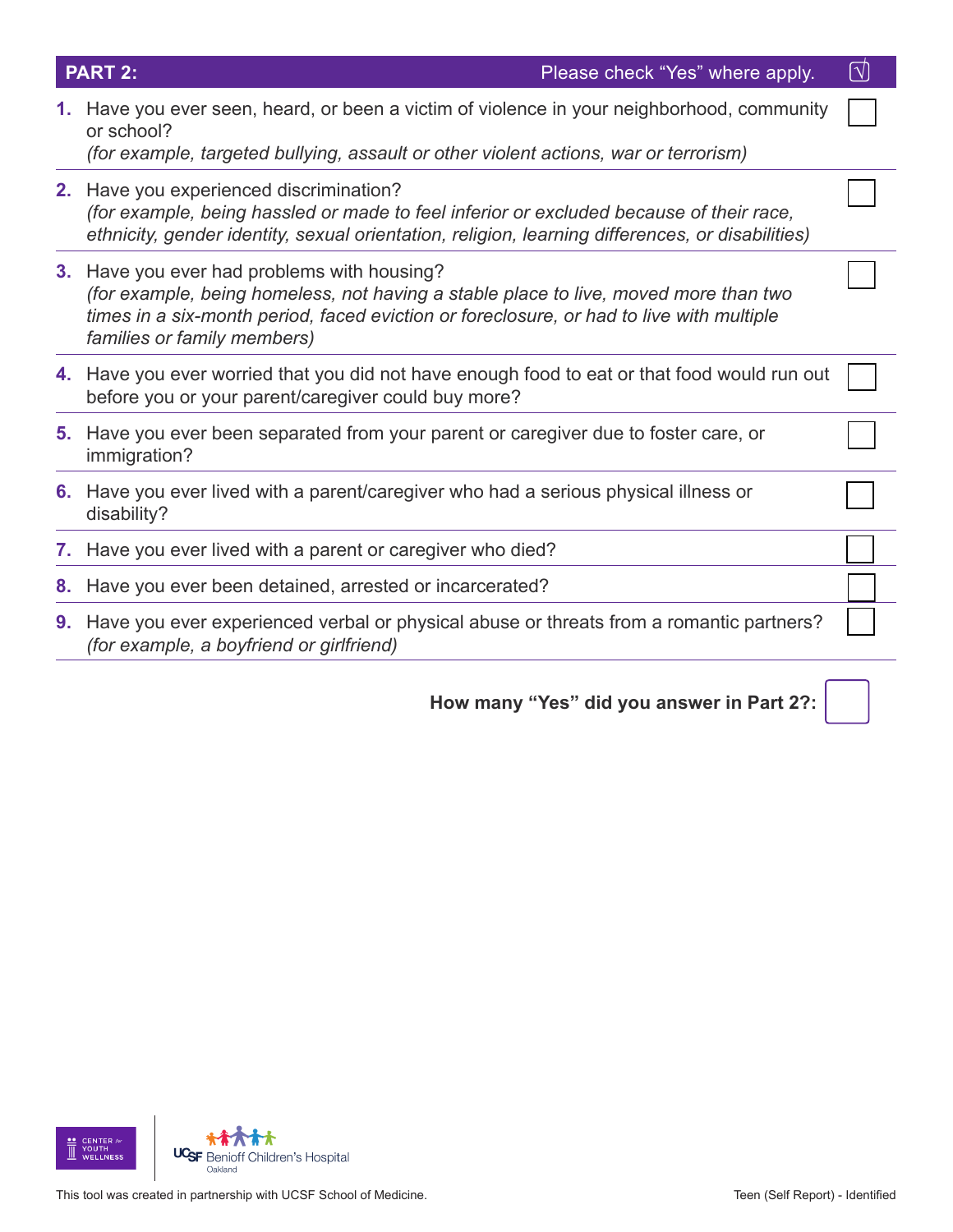## PART 2: Please check "Yes" where apply. ☐

| | | |
|---|---|---|
| **1.** | Have you ever seen, heard, or been a victim of violence in your neighborhood, community or school? *(for example, targeted bullying, assault or other violent actions, war or terrorism)* | ☐ |
| **2.** | Have you experienced discrimination? *(for example, being hassled or made to feel inferior or excluded because of their race, ethnicity, gender identity, sexual orientation, religion, learning differences, or disabilities)* | ☐ |
| **3.** | Have you ever had problems with housing? *(for example, being homeless, not having a stable place to live, moved more than two times in a six-month period, faced eviction or foreclosure, or had to live with multiple families or family members)* | ☐ |
| **4.** | Have you ever worried that you did not have enough food to eat or that food would run out before you or your parent/caregiver could buy more? | ☐ |
| **5.** | Have you ever been separated from your parent or caregiver due to foster care, or immigration? | ☐ |
| **6.** | Have you ever lived with a parent/caregiver who had a serious physical illness or disability? | ☐ |
| **7.** | Have you ever lived with a parent or caregiver who died? | ☐ |
| **8.** | Have you ever been detained, arrested or incarcerated? | ☐ |
| **9.** | Have you ever experienced verbal or physical abuse or threats from a romantic partners? *(for example, a boyfriend or girlfriend)* | ☐ |

**How many "Yes" did you answer in Part 2?:** ☐

CENTER for YOUTH WELLNESS

UCSF Benioff Children's Hospital Oakland

This tool was created in partnership with UCSF School of Medicine.

Teen (Self Report) - Identified